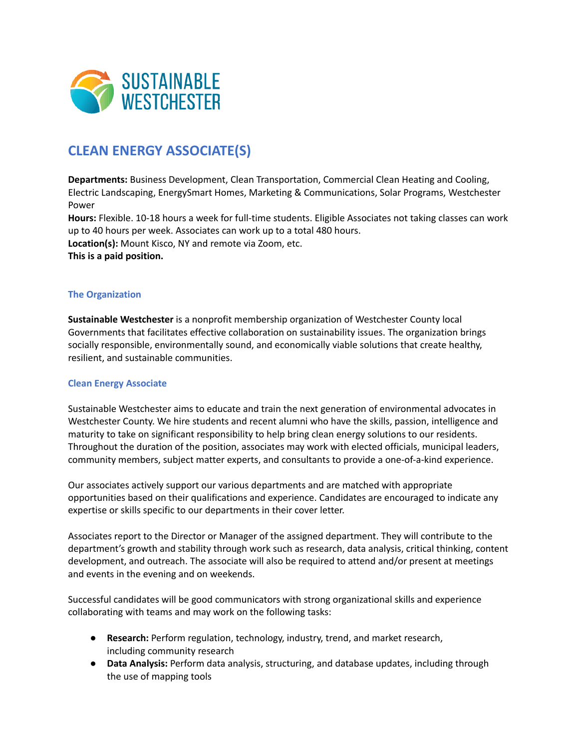# CLEAN ENERGY ASSOCIATE(S)

**Departments:** Business Development, Clean Transportation, Commercial Clean Heating and Cooling, Electric Landscaping, EnergySmart Homes, Marketing & Communications, Solar Programs, Westchester Power
**Hours:** Flexible. 10-18 hours a week for full-time students. Eligible Associates not taking classes can work up to 40 hours per week. Associates can work up to a total 480 hours.
**Location(s):** Mount Kisco, NY and remote via Zoom, etc.
**This is a paid position.**

### The Organization

**Sustainable Westchester** is a nonprofit membership organization of Westchester County local Governments that facilitates effective collaboration on sustainability issues. The organization brings socially responsible, environmentally sound, and economically viable solutions that create healthy, resilient, and sustainable communities.

### Clean Energy Associate

Sustainable Westchester aims to educate and train the next generation of environmental advocates in Westchester County. We hire students and recent alumni who have the skills, passion, intelligence and maturity to take on significant responsibility to help bring clean energy solutions to our residents. Throughout the duration of the position, associates may work with elected officials, municipal leaders, community members, subject matter experts, and consultants to provide a one-of-a-kind experience.

Our associates actively support our various departments and are matched with appropriate opportunities based on their qualifications and experience. Candidates are encouraged to indicate any expertise or skills specific to our departments in their cover letter.

Associates report to the Director or Manager of the assigned department. They will contribute to the department's growth and stability through work such as research, data analysis, critical thinking, content development, and outreach. The associate will also be required to attend and/or present at meetings and events in the evening and on weekends.

Successful candidates will be good communicators with strong organizational skills and experience collaborating with teams and may work on the following tasks:

- **Research:** Perform regulation, technology, industry, trend, and market research, including community research
- **Data Analysis:** Perform data analysis, structuring, and database updates, including through the use of mapping tools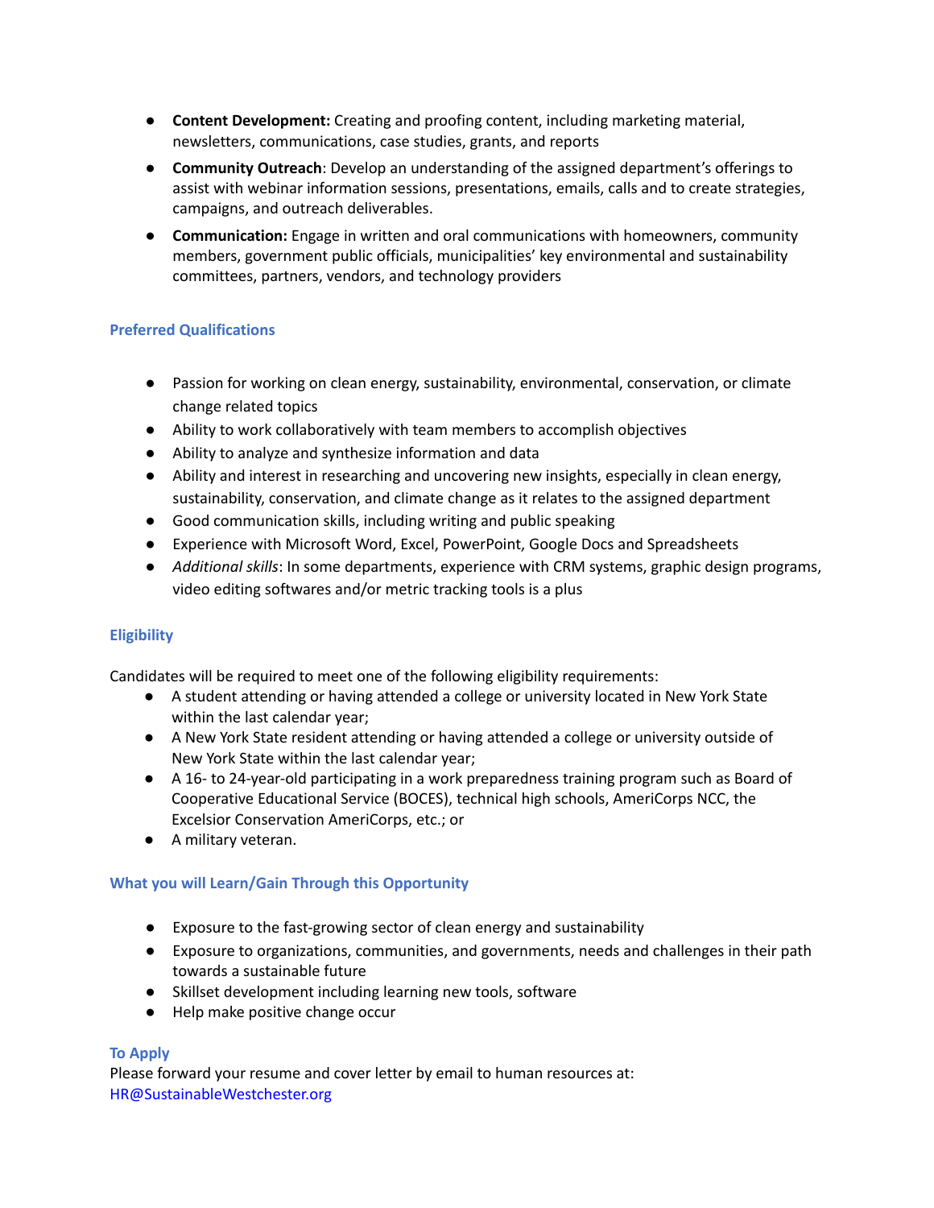- **Content Development:** Creating and proofing content, including marketing material, newsletters, communications, case studies, grants, and reports
- **Community Outreach**: Develop an understanding of the assigned department's offerings to assist with webinar information sessions, presentations, emails, calls and to create strategies, campaigns, and outreach deliverables.
- **Communication:** Engage in written and oral communications with homeowners, community members, government public officials, municipalities' key environmental and sustainability committees, partners, vendors, and technology providers

### Preferred Qualifications

- Passion for working on clean energy, sustainability, environmental, conservation, or climate change related topics
- Ability to work collaboratively with team members to accomplish objectives
- Ability to analyze and synthesize information and data
- Ability and interest in researching and uncovering new insights, especially in clean energy, sustainability, conservation, and climate change as it relates to the assigned department
- Good communication skills, including writing and public speaking
- Experience with Microsoft Word, Excel, PowerPoint, Google Docs and Spreadsheets
- *Additional skills*: In some departments, experience with CRM systems, graphic design programs, video editing softwares and/or metric tracking tools is a plus

### Eligibility

Candidates will be required to meet one of the following eligibility requirements:

- A student attending or having attended a college or university located in New York State within the last calendar year;
- A New York State resident attending or having attended a college or university outside of New York State within the last calendar year;
- A 16- to 24-year-old participating in a work preparedness training program such as Board of Cooperative Educational Service (BOCES), technical high schools, AmeriCorps NCC, the Excelsior Conservation AmeriCorps, etc.; or
- A military veteran.

### What you will Learn/Gain Through this Opportunity

- Exposure to the fast-growing sector of clean energy and sustainability
- Exposure to organizations, communities, and governments, needs and challenges in their path towards a sustainable future
- Skillset development including learning new tools, software
- Help make positive change occur

### To Apply

Please forward your resume and cover letter by email to human resources at: HR@SustainableWestchester.org